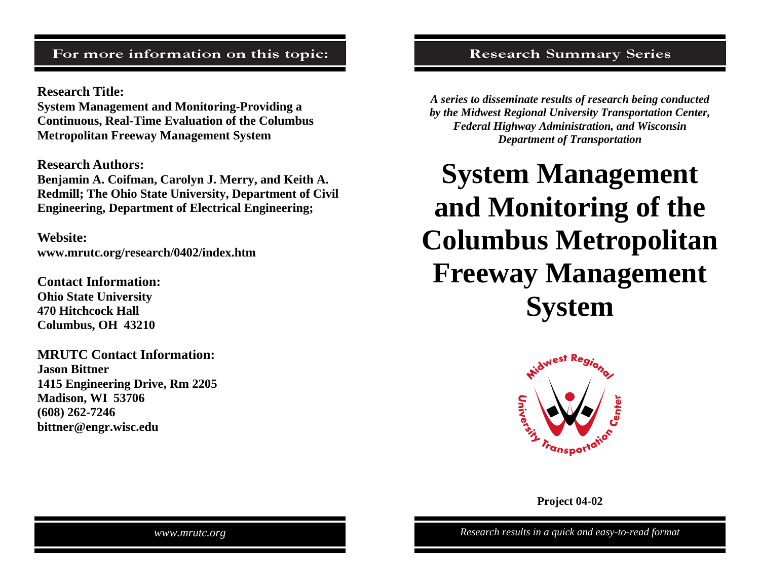## For more information on this topic:

**Research Title:**
**System Management and Monitoring-Providing a Continuous, Real-Time Evaluation of the Columbus Metropolitan Freeway Management System**

**Research Authors:**
**Benjamin A. Coifman, Carolyn J. Merry, and Keith A. Redmill; The Ohio State University, Department of Civil Engineering, Department of Electrical Engineering;**

**Website:**
**www.mrutc.org/research/0402/index.htm**

**Contact Information:**
**Ohio State University**
**470 Hitchcock Hall**
**Columbus, OH 43210**

**MRUTC Contact Information:**
**Jason Bittner**
**1415 Engineering Drive, Rm 2205**
**Madison, WI 53706**
**(608) 262-7246**
**bittner@engr.wisc.edu**

*www.mrutc.org*

## Research Summary Series

***A series to disseminate results of research being conducted by the Midwest Regional University Transportation Center, Federal Highway Administration, and Wisconsin Department of Transportation***

# System Management and Monitoring of the Columbus Metropolitan Freeway Management System

Midwest Regional University Transportation Center

**Project 04-02**

*Research results in a quick and easy-to-read format*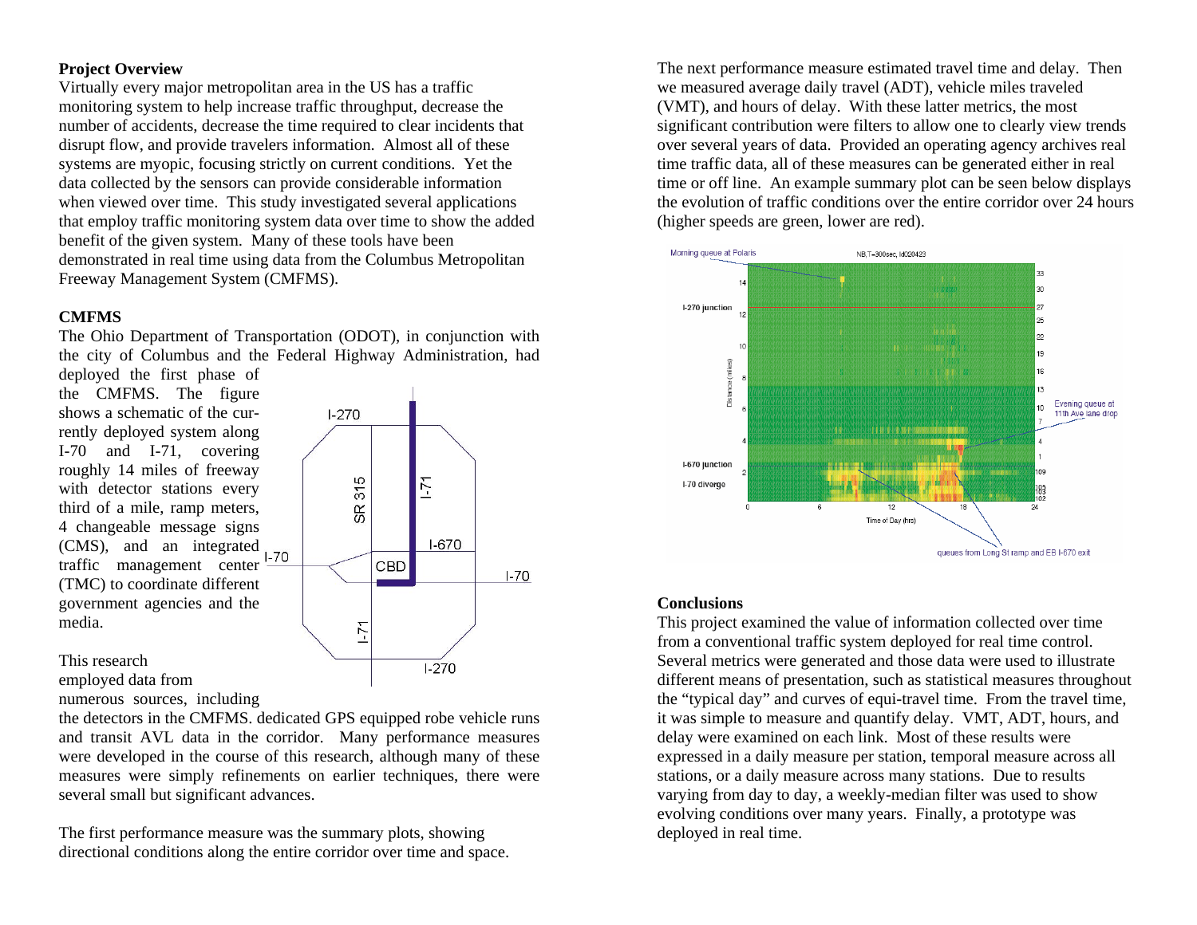### Project Overview

Virtually every major metropolitan area in the US has a traffic monitoring system to help increase traffic throughput, decrease the number of accidents, decrease the time required to clear incidents that disrupt flow, and provide travelers information. Almost all of these systems are myopic, focusing strictly on current conditions. Yet the data collected by the sensors can provide considerable information when viewed over time. This study investigated several applications that employ traffic monitoring system data over time to show the added benefit of the given system. Many of these tools have been demonstrated in real time using data from the Columbus Metropolitan Freeway Management System (CMFMS).

### CMFMS

The Ohio Department of Transportation (ODOT), in conjunction with the city of Columbus and the Federal Highway Administration, had deployed the first phase of the CMFMS. The figure shows a schematic of the currently deployed system along I-70 and I-71, covering roughly 14 miles of freeway with detector stations every third of a mile, ramp meters, 4 changeable message signs (CMS), and an integrated traffic management center (TMC) to coordinate different government agencies and the media.

I-270
SR 315
I-71
I-670
I-70
CBD
I-70
I-71
I-270

This research employed data from numerous sources, including the detectors in the CMFMS. dedicated GPS equipped robe vehicle runs and transit AVL data in the corridor. Many performance measures were developed in the course of this research, although many of these measures were simply refinements on earlier techniques, there were several small but significant advances.

The first performance measure was the summary plots, showing directional conditions along the entire corridor over time and space.

The next performance measure estimated travel time and delay. Then we measured average daily travel (ADT), vehicle miles traveled (VMT), and hours of delay. With these latter metrics, the most significant contribution were filters to allow one to clearly view trends over several years of data. Provided an operating agency archives real time traffic data, all of these measures can be generated either in real time or off line. An example summary plot can be seen below displays the evolution of traffic conditions over the entire corridor over 24 hours (higher speeds are green, lower are red).

Morning queue at Polaris
NB,T=300sec, Id020423
I-270 junction
I-670 junction
I-70 diverge
Distance (miles)
14
12
10
8
6
4
2
0
6
12
18
24
Time of Day (hrs)
33
30
27
25
22
19
16
13
10
7
4
1
109
103
102
Evening queue at 11th Ave lane drop
queues from Long St ramp and EB I-670 exit

### Conclusions

This project examined the value of information collected over time from a conventional traffic system deployed for real time control. Several metrics were generated and those data were used to illustrate different means of presentation, such as statistical measures throughout the "typical day" and curves of equi-travel time. From the travel time, it was simple to measure and quantify delay. VMT, ADT, hours, and delay were examined on each link. Most of these results were expressed in a daily measure per station, temporal measure across all stations, or a daily measure across many stations. Due to results varying from day to day, a weekly-median filter was used to show evolving conditions over many years. Finally, a prototype was deployed in real time.